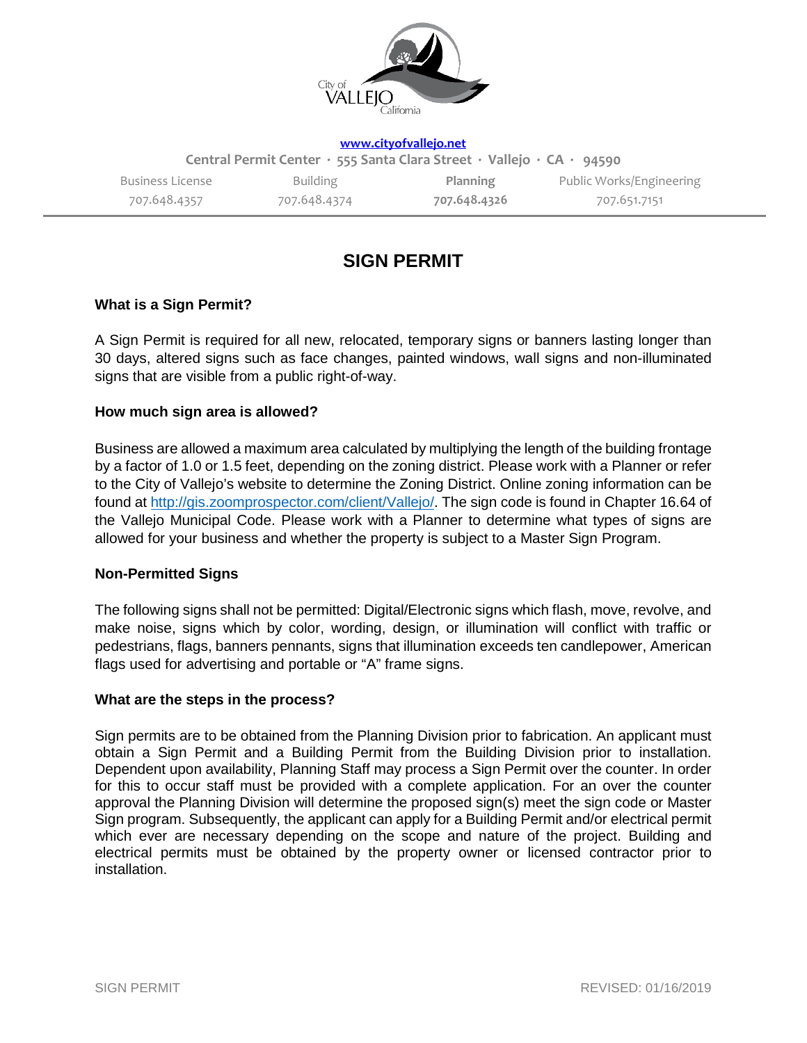City of VALLEJO California

www.cityofvallejo.net

Central Permit Center · 555 Santa Clara Street · Vallejo · CA · 94590

| Business License | Building | **Planning** | Public Works/Engineering |
| --- | --- | --- | --- |
| 707.648.4357 | 707.648.4374 | **707.648.4326** | 707.651.7151 |

# SIGN PERMIT

### What is a Sign Permit?

A Sign Permit is required for all new, relocated, temporary signs or banners lasting longer than 30 days, altered signs such as face changes, painted windows, wall signs and non-illuminated signs that are visible from a public right-of-way.

### How much sign area is allowed?

Business are allowed a maximum area calculated by multiplying the length of the building frontage by a factor of 1.0 or 1.5 feet, depending on the zoning district. Please work with a Planner or refer to the City of Vallejo's website to determine the Zoning District. Online zoning information can be found at http://gis.zoomprospector.com/client/Vallejo/. The sign code is found in Chapter 16.64 of the Vallejo Municipal Code. Please work with a Planner to determine what types of signs are allowed for your business and whether the property is subject to a Master Sign Program.

### Non-Permitted Signs

The following signs shall not be permitted: Digital/Electronic signs which flash, move, revolve, and make noise, signs which by color, wording, design, or illumination will conflict with traffic or pedestrians, flags, banners pennants, signs that illumination exceeds ten candlepower, American flags used for advertising and portable or "A" frame signs.

### What are the steps in the process?

Sign permits are to be obtained from the Planning Division prior to fabrication. An applicant must obtain a Sign Permit and a Building Permit from the Building Division prior to installation. Dependent upon availability, Planning Staff may process a Sign Permit over the counter. In order for this to occur staff must be provided with a complete application. For an over the counter approval the Planning Division will determine the proposed sign(s) meet the sign code or Master Sign program. Subsequently, the applicant can apply for a Building Permit and/or electrical permit which ever are necessary depending on the scope and nature of the project. Building and electrical permits must be obtained by the property owner or licensed contractor prior to installation.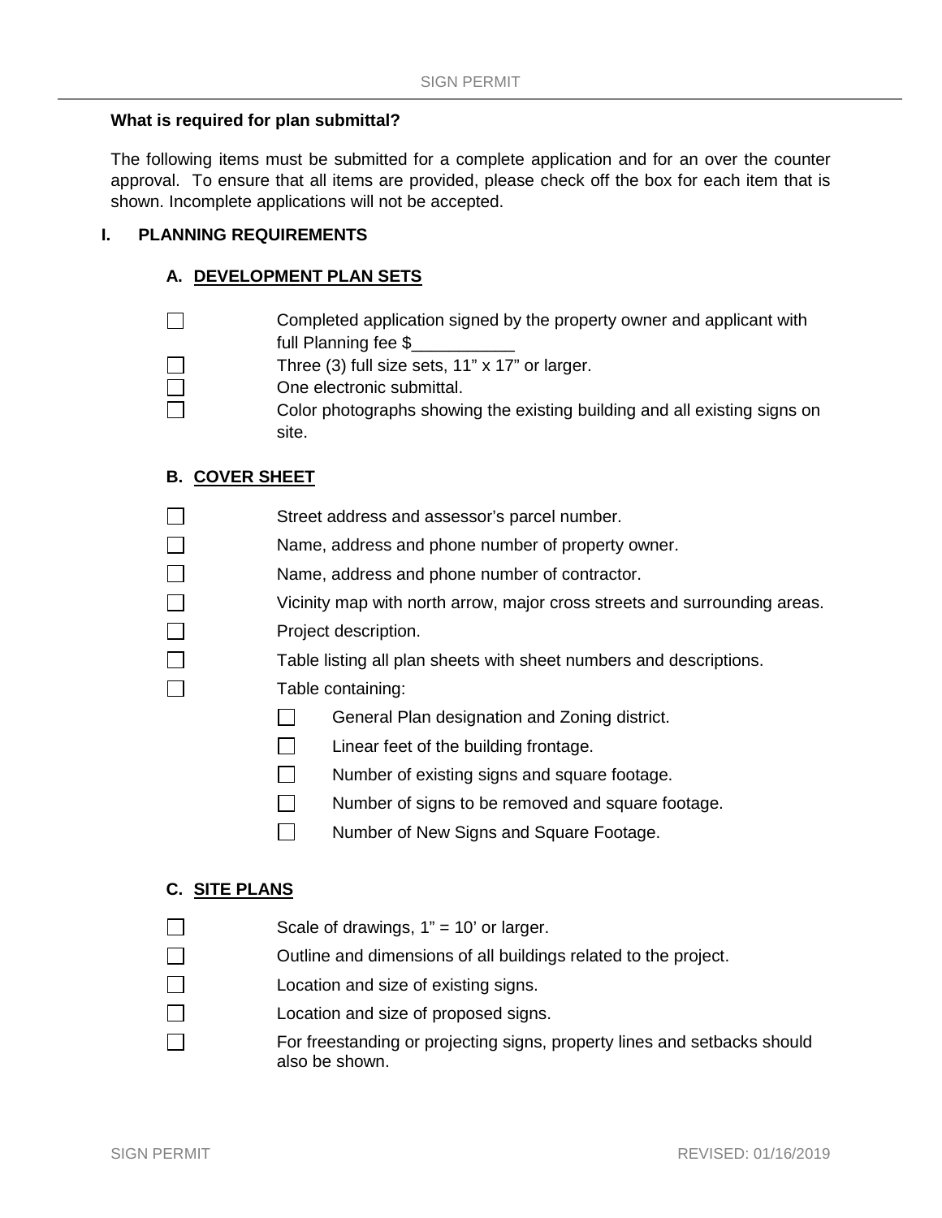### What is required for plan submittal?

The following items must be submitted for a complete application and for an over the counter approval. To ensure that all items are provided, please check off the box for each item that is shown. Incomplete applications will not be accepted.

## I. PLANNING REQUIREMENTS

### A. DEVELOPMENT PLAN SETS

- ☐ Completed application signed by the property owner and applicant with full Planning fee $___________
- ☐ Three (3) full size sets, 11" x 17" or larger.
- ☐ One electronic submittal.
- ☐ Color photographs showing the existing building and all existing signs on site.

### B. COVER SHEET

- ☐ Street address and assessor's parcel number.
- ☐ Name, address and phone number of property owner.
- ☐ Name, address and phone number of contractor.
- ☐ Vicinity map with north arrow, major cross streets and surrounding areas.
- ☐ Project description.
- ☐ Table listing all plan sheets with sheet numbers and descriptions.
- ☐ Table containing:
  - ☐ General Plan designation and Zoning district.
  - ☐ Linear feet of the building frontage.
  - ☐ Number of existing signs and square footage.
  - ☐ Number of signs to be removed and square footage.
  - ☐ Number of New Signs and Square Footage.

### C. SITE PLANS

- ☐ Scale of drawings, 1" = 10' or larger.
- ☐ Outline and dimensions of all buildings related to the project.
- ☐ Location and size of existing signs.
- ☐ Location and size of proposed signs.
- ☐ For freestanding or projecting signs, property lines and setbacks should also be shown.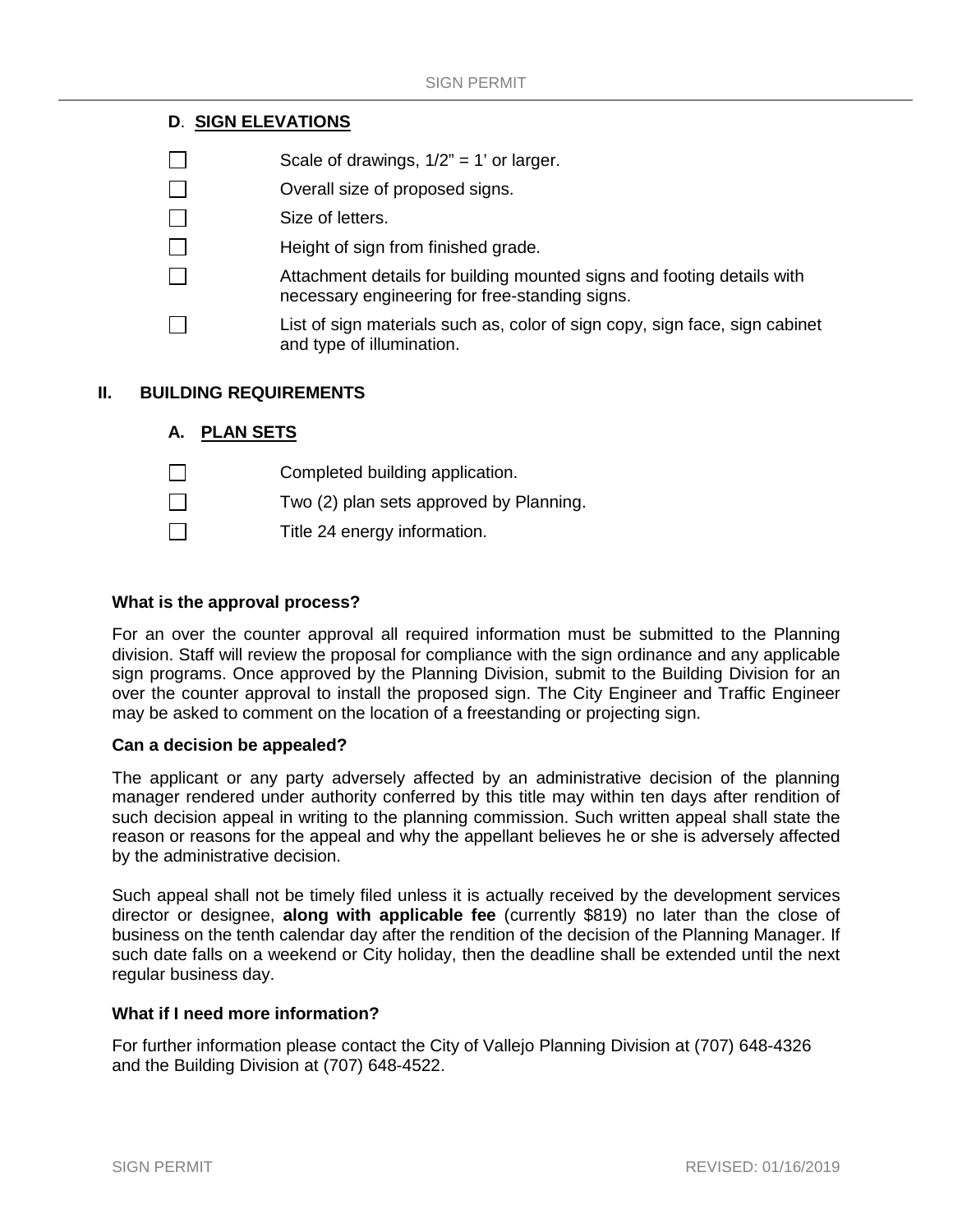### D. SIGN ELEVATIONS

- ☐ Scale of drawings, 1/2" = 1' or larger.
- ☐ Overall size of proposed signs.
- ☐ Size of letters.
- ☐ Height of sign from finished grade.
- ☐ Attachment details for building mounted signs and footing details with necessary engineering for free-standing signs.
- ☐ List of sign materials such as, color of sign copy, sign face, sign cabinet and type of illumination.

## II. BUILDING REQUIREMENTS

### A. PLAN SETS

- ☐ Completed building application.
- ☐ Two (2) plan sets approved by Planning.
- ☐ Title 24 energy information.

**What is the approval process?**

For an over the counter approval all required information must be submitted to the Planning division. Staff will review the proposal for compliance with the sign ordinance and any applicable sign programs. Once approved by the Planning Division, submit to the Building Division for an over the counter approval to install the proposed sign. The City Engineer and Traffic Engineer may be asked to comment on the location of a freestanding or projecting sign.

**Can a decision be appealed?**

The applicant or any party adversely affected by an administrative decision of the planning manager rendered under authority conferred by this title may within ten days after rendition of such decision appeal in writing to the planning commission. Such written appeal shall state the reason or reasons for the appeal and why the appellant believes he or she is adversely affected by the administrative decision.

Such appeal shall not be timely filed unless it is actually received by the development services director or designee, **along with applicable fee** (currently $819) no later than the close of business on the tenth calendar day after the rendition of the decision of the Planning Manager. If such date falls on a weekend or City holiday, then the deadline shall be extended until the next regular business day.

**What if I need more information?**

For further information please contact the City of Vallejo Planning Division at (707) 648-4326 and the Building Division at (707) 648-4522.